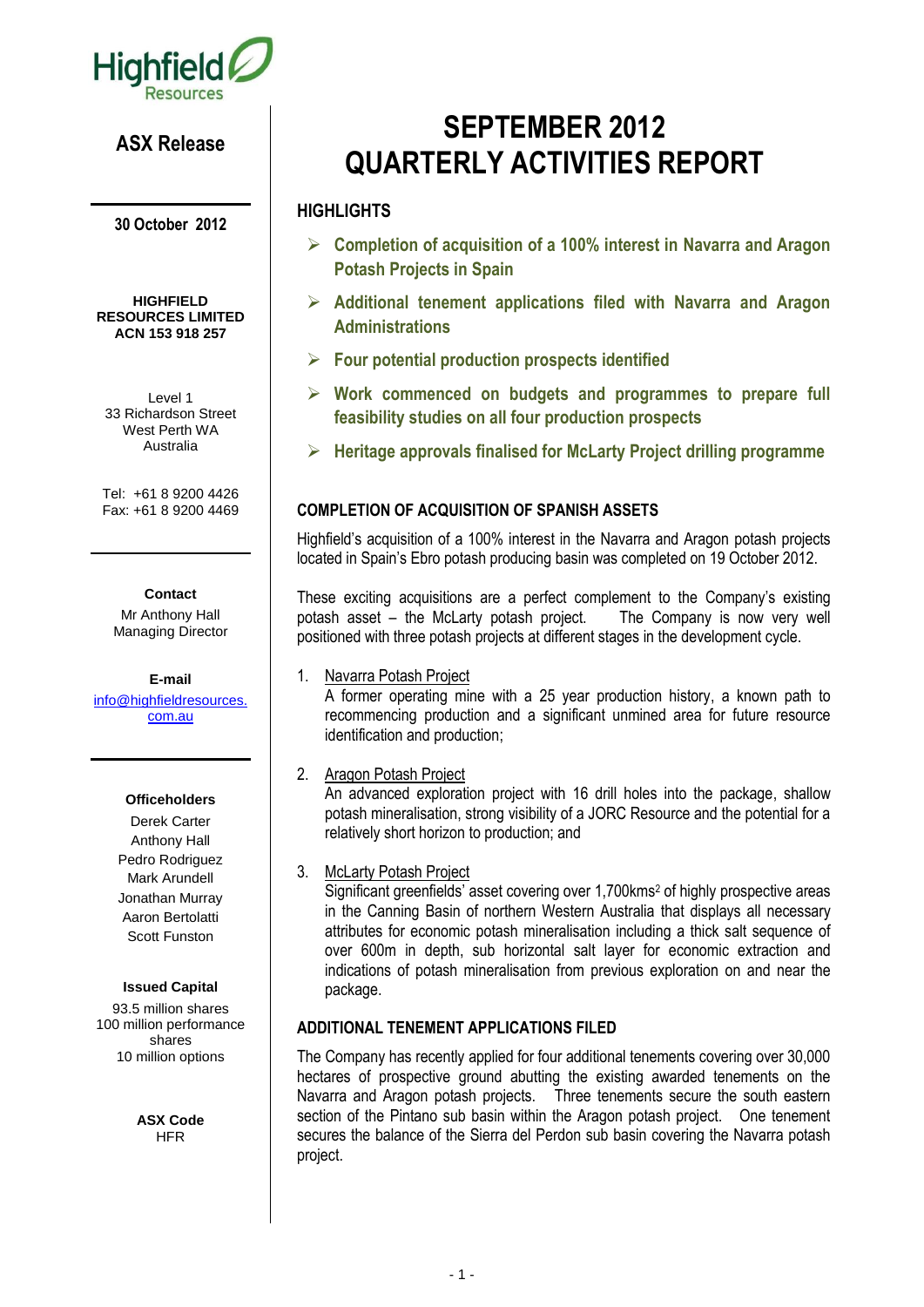Highfield Resources

## ASX Release

**30 October 2012**

**HIGHFIELD RESOURCES LIMITED**
**ACN 153 918 257**

Level 1
33 Richardson Street
West Perth WA
Australia

Tel: +61 8 9200 4426
Fax: +61 8 9200 4469

**Contact**
Mr Anthony Hall
Managing Director

**E-mail**
info@highfieldresources.com.au

**Officeholders**
Derek Carter
Anthony Hall
Pedro Rodriguez
Mark Arundell
Jonathan Murray
Aaron Bertolatti
Scott Funston

**Issued Capital**
93.5 million shares
100 million performance shares
10 million options

**ASX Code**
HFR

# SEPTEMBER 2012 QUARTERLY ACTIVITIES REPORT

## HIGHLIGHTS

- **Completion of acquisition of a 100% interest in Navarra and Aragon Potash Projects in Spain**
- **Additional tenement applications filed with Navarra and Aragon Administrations**
- **Four potential production prospects identified**
- **Work commenced on budgets and programmes to prepare full feasibility studies on all four production prospects**
- **Heritage approvals finalised for McLarty Project drilling programme**

## COMPLETION OF ACQUISITION OF SPANISH ASSETS

Highfield's acquisition of a 100% interest in the Navarra and Aragon potash projects located in Spain's Ebro potash producing basin was completed on 19 October 2012.

These exciting acquisitions are a perfect complement to the Company's existing potash asset – the McLarty potash project. The Company is now very well positioned with three potash projects at different stages in the development cycle.

1. Navarra Potash Project
   A former operating mine with a 25 year production history, a known path to recommencing production and a significant unmined area for future resource identification and production;

2. Aragon Potash Project
   An advanced exploration project with 16 drill holes into the package, shallow potash mineralisation, strong visibility of a JORC Resource and the potential for a relatively short horizon to production; and

3. McLarty Potash Project
   Significant greenfields' asset covering over 1,700kms$^2$ of highly prospective areas in the Canning Basin of northern Western Australia that displays all necessary attributes for economic potash mineralisation including a thick salt sequence of over 600m in depth, sub horizontal salt layer for economic extraction and indications of potash mineralisation from previous exploration on and near the package.

## ADDITIONAL TENEMENT APPLICATIONS FILED

The Company has recently applied for four additional tenements covering over 30,000 hectares of prospective ground abutting the existing awarded tenements on the Navarra and Aragon potash projects. Three tenements secure the south eastern section of the Pintano sub basin within the Aragon potash project. One tenement secures the balance of the Sierra del Perdon sub basin covering the Navarra potash project.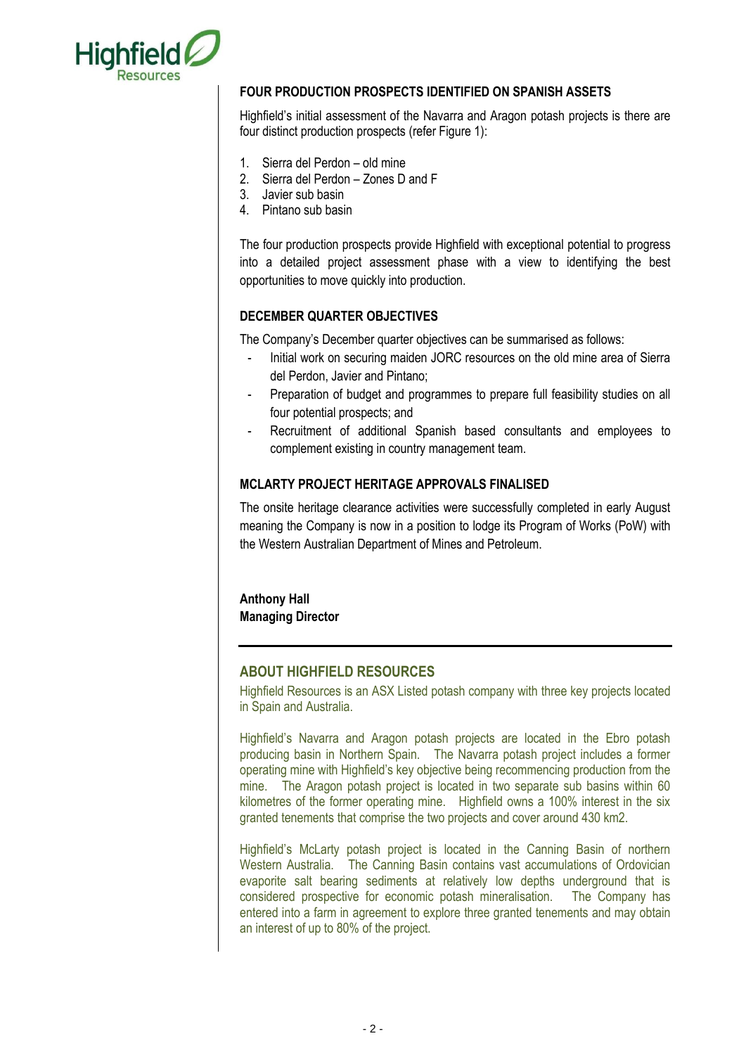## FOUR PRODUCTION PROSPECTS IDENTIFIED ON SPANISH ASSETS

Highfield's initial assessment of the Navarra and Aragon potash projects is there are four distinct production prospects (refer Figure 1):

1. Sierra del Perdon – old mine
2. Sierra del Perdon – Zones D and F
3. Javier sub basin
4. Pintano sub basin

The four production prospects provide Highfield with exceptional potential to progress into a detailed project assessment phase with a view to identifying the best opportunities to move quickly into production.

## DECEMBER QUARTER OBJECTIVES

The Company's December quarter objectives can be summarised as follows:

- Initial work on securing maiden JORC resources on the old mine area of Sierra del Perdon, Javier and Pintano;
- Preparation of budget and programmes to prepare full feasibility studies on all four potential prospects; and
- Recruitment of additional Spanish based consultants and employees to complement existing in country management team.

## MCLARTY PROJECT HERITAGE APPROVALS FINALISED

The onsite heritage clearance activities were successfully completed in early August meaning the Company is now in a position to lodge its Program of Works (PoW) with the Western Australian Department of Mines and Petroleum.

**Anthony Hall**
**Managing Director**

---

## ABOUT HIGHFIELD RESOURCES

Highfield Resources is an ASX Listed potash company with three key projects located in Spain and Australia.

Highfield's Navarra and Aragon potash projects are located in the Ebro potash producing basin in Northern Spain. The Navarra potash project includes a former operating mine with Highfield's key objective being recommencing production from the mine. The Aragon potash project is located in two separate sub basins within 60 kilometres of the former operating mine. Highfield owns a 100% interest in the six granted tenements that comprise the two projects and cover around 430 km2.

Highfield's McLarty potash project is located in the Canning Basin of northern Western Australia. The Canning Basin contains vast accumulations of Ordovician evaporite salt bearing sediments at relatively low depths underground that is considered prospective for economic potash mineralisation. The Company has entered into a farm in agreement to explore three granted tenements and may obtain an interest of up to 80% of the project.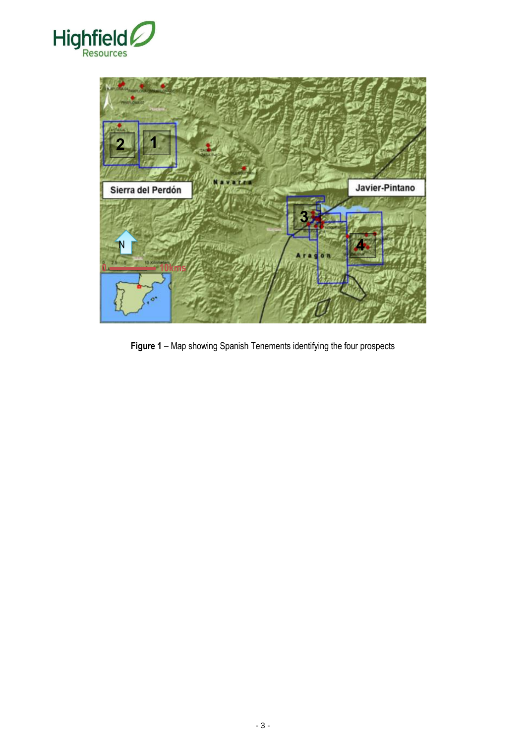**Figure 1** – Map showing Spanish Tenements identifying the four prospects